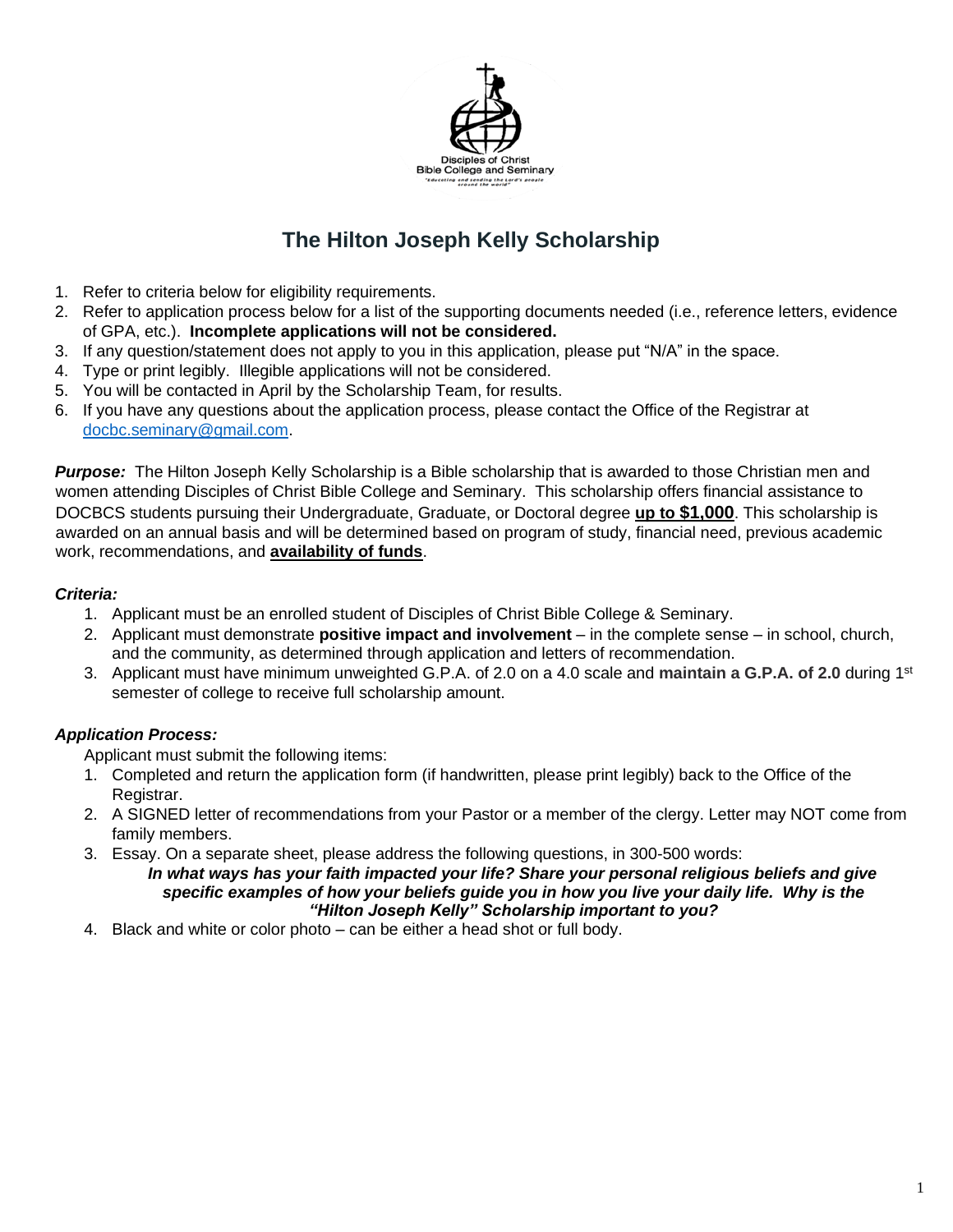Disciples of Christ
Bible College and Seminary
"Educating and sending the Lord's people around the world"

# The Hilton Joseph Kelly Scholarship

1. Refer to criteria below for eligibility requirements.
2. Refer to application process below for a list of the supporting documents needed (i.e., reference letters, evidence of GPA, etc.). **Incomplete applications will not be considered.**
3. If any question/statement does not apply to you in this application, please put "N/A" in the space.
4. Type or print legibly. Illegible applications will not be considered.
5. You will be contacted in April by the Scholarship Team, for results.
6. If you have any questions about the application process, please contact the Office of the Registrar at docbc.seminary@gmail.com.

***Purpose:*** The Hilton Joseph Kelly Scholarship is a Bible scholarship that is awarded to those Christian men and women attending Disciples of Christ Bible College and Seminary. This scholarship offers financial assistance to DOCBCS students pursuing their Undergraduate, Graduate, or Doctoral degree **up to $1,000**. This scholarship is awarded on an annual basis and will be determined based on program of study, financial need, previous academic work, recommendations, and **availability of funds**.

***Criteria:***

1. Applicant must be an enrolled student of Disciples of Christ Bible College & Seminary.
2. Applicant must demonstrate **positive impact and involvement** – in the complete sense – in school, church, and the community, as determined through application and letters of recommendation.
3. Applicant must have minimum unweighted G.P.A. of 2.0 on a 4.0 scale and **maintain a G.P.A. of 2.0** during 1st semester of college to receive full scholarship amount.

***Application Process:***

Applicant must submit the following items:

1. Completed and return the application form (if handwritten, please print legibly) back to the Office of the Registrar.
2. A SIGNED letter of recommendations from your Pastor or a member of the clergy. Letter may NOT come from family members.
3. Essay. On a separate sheet, please address the following questions, in 300-500 words:

   ***In what ways has your faith impacted your life? Share your personal religious beliefs and give specific examples of how your beliefs guide you in how you live your daily life. Why is the "Hilton Joseph Kelly" Scholarship important to you?***

4. Black and white or color photo – can be either a head shot or full body.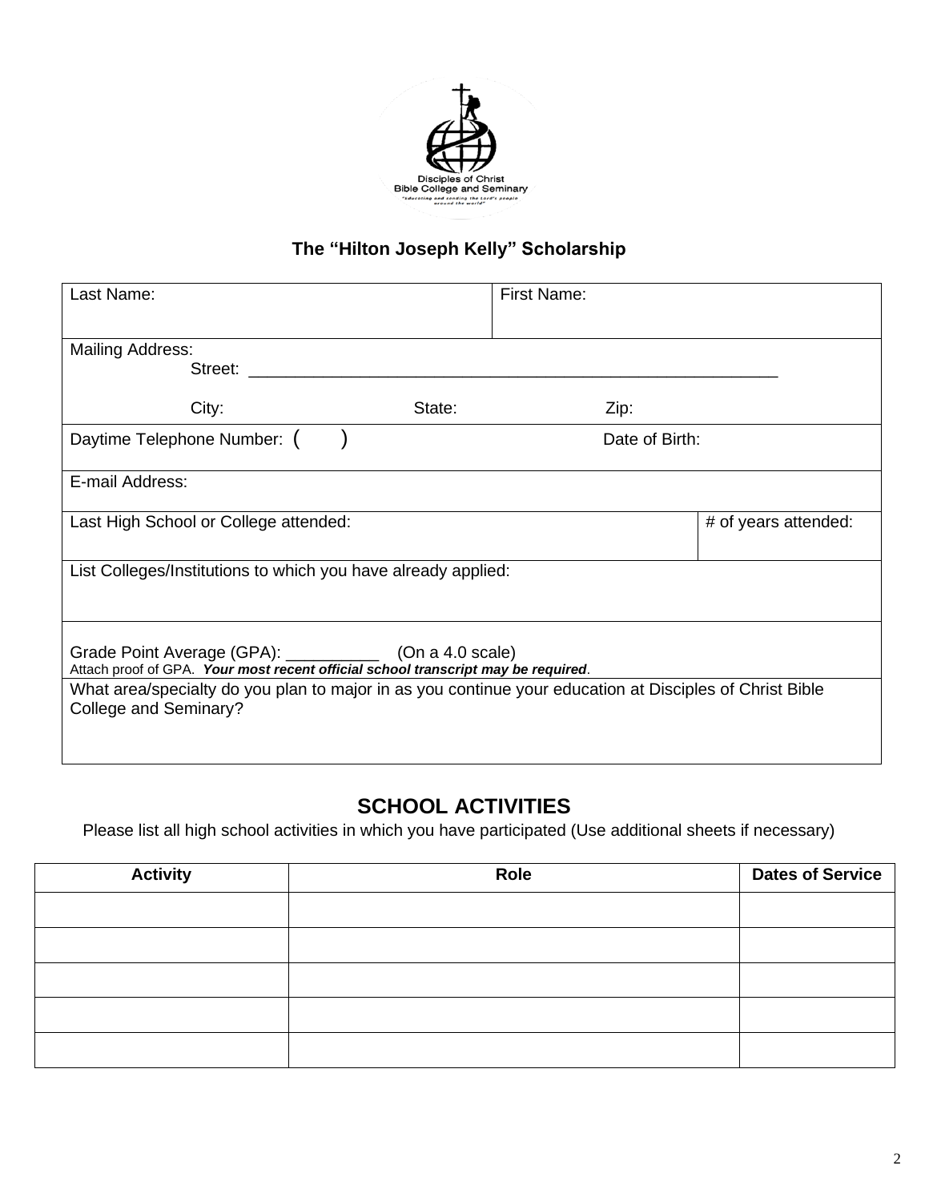Disciples of Christ
Bible College and Seminary
"educating and sending the Lord's people around the world"

## The "Hilton Joseph Kelly" Scholarship

| Last Name: | First Name: |
|---|---|
| Mailing Address:<br>Street: \_\_\_\_\_\_\_\_\_\_\_\_\_\_\_\_\_\_\_\_\_\_\_\_\_\_\_\_\_\_\_\_\_\_\_\_\_\_\_\_\_\_\_\_\_\_\_\_\_\_\_\_\_\_<br>City: State: Zip: | |
| Daytime Telephone Number: ( ) | Date of Birth: |
| E-mail Address: | |
| Last High School or College attended: | # of years attended: |
| List Colleges/Institutions to which you have already applied: | |
| Grade Point Average (GPA): \_\_\_\_\_\_\_\_\_\_ (On a 4.0 scale)<br>Attach proof of GPA. ***Your most recent official school transcript may be required***. | |
| What area/specialty do you plan to major in as you continue your education at Disciples of Christ Bible College and Seminary? | |

## SCHOOL ACTIVITIES

Please list all high school activities in which you have participated (Use additional sheets if necessary)

| Activity | Role | Dates of Service |
|---|---|---|
| | | |
| | | |
| | | |
| | | |
| | | |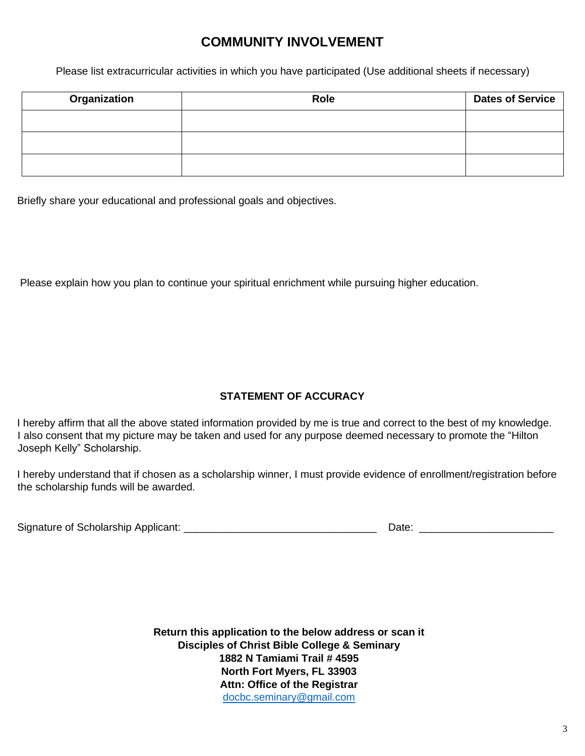## COMMUNITY INVOLVEMENT

Please list extracurricular activities in which you have participated (Use additional sheets if necessary)

| Organization | Role | Dates of Service |
|---|---|---|
| | | |
| | | |
| | | |

Briefly share your educational and professional goals and objectives.

Please explain how you plan to continue your spiritual enrichment while pursuing higher education.

### STATEMENT OF ACCURACY

I hereby affirm that all the above stated information provided by me is true and correct to the best of my knowledge. I also consent that my picture may be taken and used for any purpose deemed necessary to promote the "Hilton Joseph Kelly" Scholarship.

I hereby understand that if chosen as a scholarship winner, I must provide evidence of enrollment/registration before the scholarship funds will be awarded.

Signature of Scholarship Applicant: ________________________________ Date: ______________________

**Return this application to the below address or scan it**
**Disciples of Christ Bible College & Seminary**
**1882 N Tamiami Trail # 4595**
**North Fort Myers, FL 33903**
**Attn: Office of the Registrar**
docbc.seminary@gmail.com